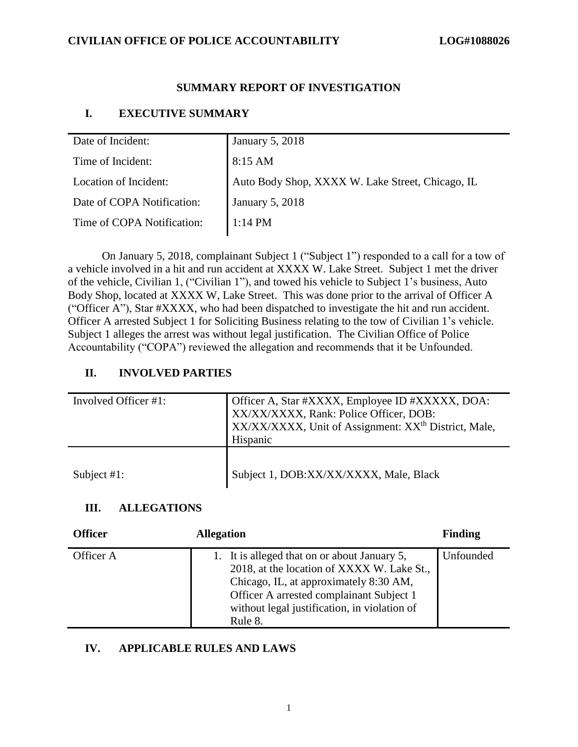**CIVILIAN OFFICE OF POLICE ACCOUNTABILITY** **LOG#1088026**

# SUMMARY REPORT OF INVESTIGATION

## I. EXECUTIVE SUMMARY

| | |
|---|---|
| Date of Incident: | January 5, 2018 |
| Time of Incident: | 8:15 AM |
| Location of Incident: | Auto Body Shop, XXXX W. Lake Street, Chicago, IL |
| Date of COPA Notification: | January 5, 2018 |
| Time of COPA Notification: | 1:14 PM |

On January 5, 2018, complainant Subject 1 ("Subject 1") responded to a call for a tow of a vehicle involved in a hit and run accident at XXXX W. Lake Street. Subject 1 met the driver of the vehicle, Civilian 1, ("Civilian 1"), and towed his vehicle to Subject 1's business, Auto Body Shop, located at XXXX W, Lake Street. This was done prior to the arrival of Officer A ("Officer A"), Star #XXXX, who had been dispatched to investigate the hit and run accident. Officer A arrested Subject 1 for Soliciting Business relating to the tow of Civilian 1's vehicle. Subject 1 alleges the arrest was without legal justification. The Civilian Office of Police Accountability ("COPA") reviewed the allegation and recommends that it be Unfounded.

## II. INVOLVED PARTIES

| | |
|---|---|
| Involved Officer #1: | Officer A, Star #XXXX, Employee ID #XXXXX, DOA: XX/XX/XXXX, Rank: Police Officer, DOB: XX/XX/XXXX, Unit of Assignment: XX[th] District, Male, Hispanic |
| Subject #1: | Subject 1, DOB:XX/XX/XXXX, Male, Black |

## III. ALLEGATIONS

| Officer | Allegation | Finding |
|---|---|---|
| Officer A | 1. It is alleged that on or about January 5, 2018, at the location of XXXX W. Lake St., Chicago, IL, at approximately 8:30 AM, Officer A arrested complainant Subject 1 without legal justification, in violation of Rule 8. | Unfounded |

## IV. APPLICABLE RULES AND LAWS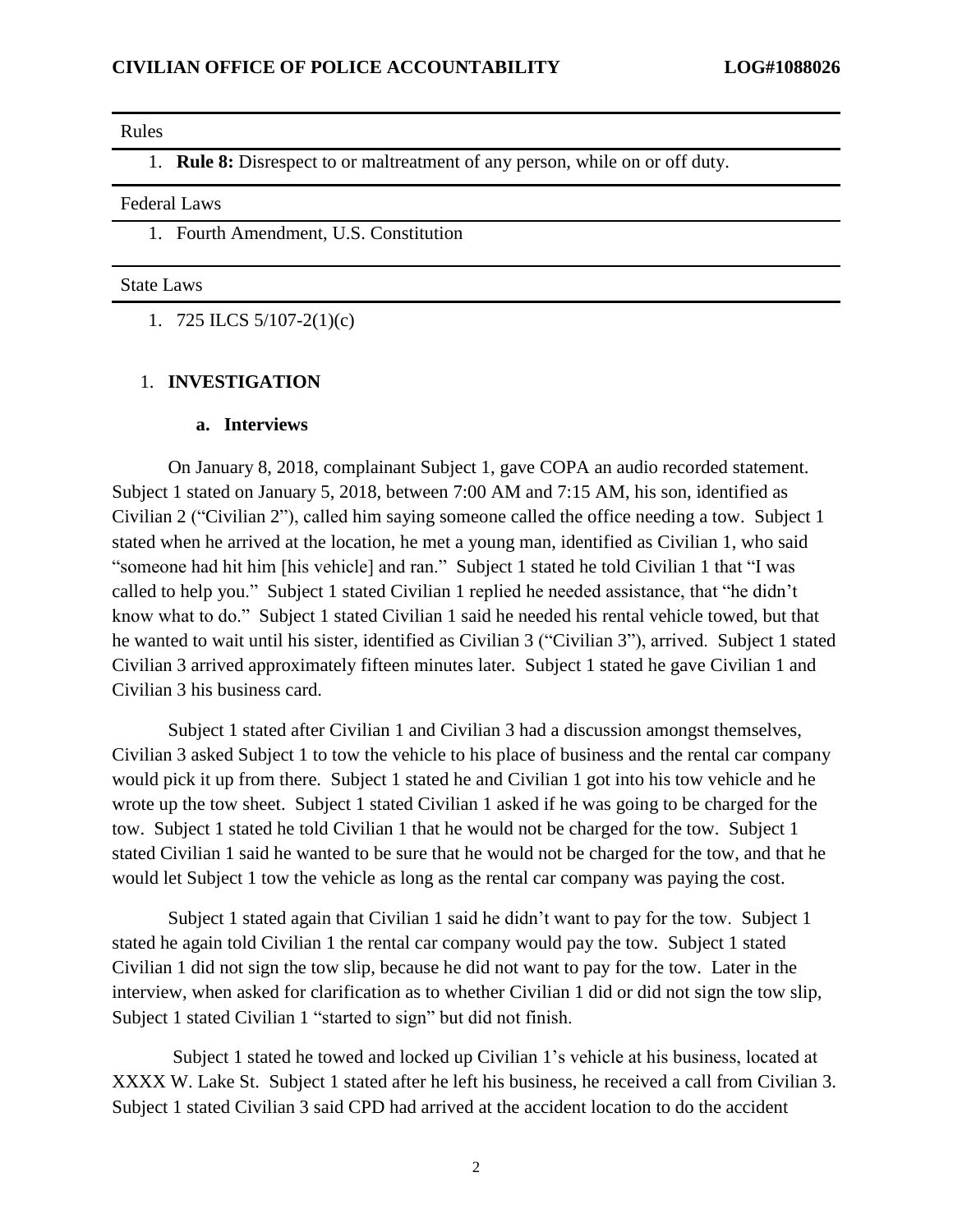Rules

1. **Rule 8:** Disrespect to or maltreatment of any person, while on or off duty.

Federal Laws

1. Fourth Amendment, U.S. Constitution

State Laws

1. 725 ILCS 5/107-2(1)(c)

## 1. INVESTIGATION

### a. Interviews

On January 8, 2018, complainant Subject 1, gave COPA an audio recorded statement. Subject 1 stated on January 5, 2018, between 7:00 AM and 7:15 AM, his son, identified as Civilian 2 ("Civilian 2"), called him saying someone called the office needing a tow. Subject 1 stated when he arrived at the location, he met a young man, identified as Civilian 1, who said "someone had hit him [his vehicle] and ran." Subject 1 stated he told Civilian 1 that "I was called to help you." Subject 1 stated Civilian 1 replied he needed assistance, that "he didn't know what to do." Subject 1 stated Civilian 1 said he needed his rental vehicle towed, but that he wanted to wait until his sister, identified as Civilian 3 ("Civilian 3"), arrived. Subject 1 stated Civilian 3 arrived approximately fifteen minutes later. Subject 1 stated he gave Civilian 1 and Civilian 3 his business card.

Subject 1 stated after Civilian 1 and Civilian 3 had a discussion amongst themselves, Civilian 3 asked Subject 1 to tow the vehicle to his place of business and the rental car company would pick it up from there. Subject 1 stated he and Civilian 1 got into his tow vehicle and he wrote up the tow sheet. Subject 1 stated Civilian 1 asked if he was going to be charged for the tow. Subject 1 stated he told Civilian 1 that he would not be charged for the tow. Subject 1 stated Civilian 1 said he wanted to be sure that he would not be charged for the tow, and that he would let Subject 1 tow the vehicle as long as the rental car company was paying the cost.

Subject 1 stated again that Civilian 1 said he didn't want to pay for the tow. Subject 1 stated he again told Civilian 1 the rental car company would pay the tow. Subject 1 stated Civilian 1 did not sign the tow slip, because he did not want to pay for the tow. Later in the interview, when asked for clarification as to whether Civilian 1 did or did not sign the tow slip, Subject 1 stated Civilian 1 "started to sign" but did not finish.

Subject 1 stated he towed and locked up Civilian 1's vehicle at his business, located at XXXX W. Lake St. Subject 1 stated after he left his business, he received a call from Civilian 3. Subject 1 stated Civilian 3 said CPD had arrived at the accident location to do the accident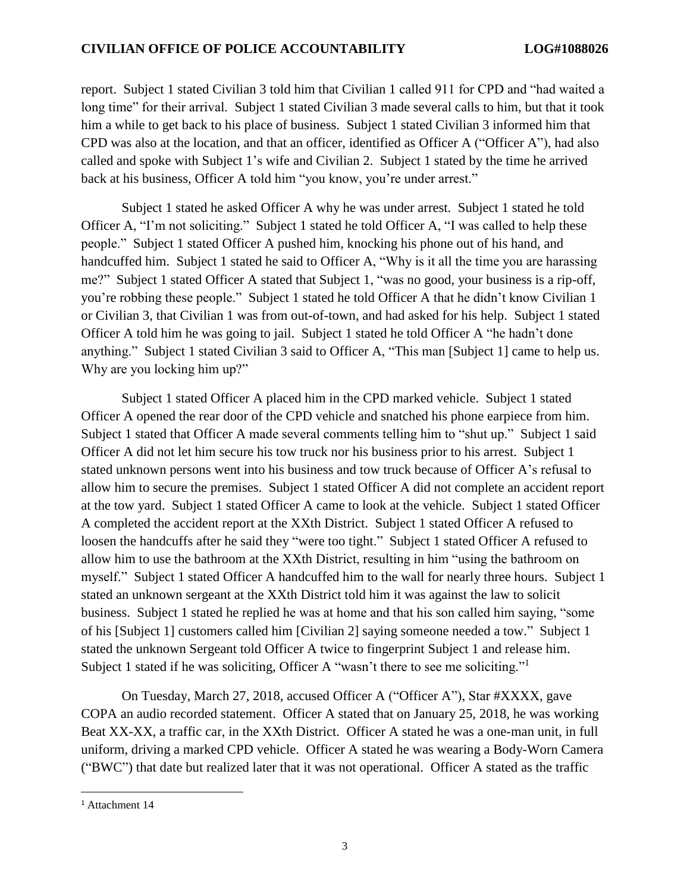report. Subject 1 stated Civilian 3 told him that Civilian 1 called 911 for CPD and "had waited a long time" for their arrival. Subject 1 stated Civilian 3 made several calls to him, but that it took him a while to get back to his place of business. Subject 1 stated Civilian 3 informed him that CPD was also at the location, and that an officer, identified as Officer A ("Officer A"), had also called and spoke with Subject 1's wife and Civilian 2. Subject 1 stated by the time he arrived back at his business, Officer A told him "you know, you're under arrest."

Subject 1 stated he asked Officer A why he was under arrest. Subject 1 stated he told Officer A, "I'm not soliciting." Subject 1 stated he told Officer A, "I was called to help these people." Subject 1 stated Officer A pushed him, knocking his phone out of his hand, and handcuffed him. Subject 1 stated he said to Officer A, "Why is it all the time you are harassing me?" Subject 1 stated Officer A stated that Subject 1, "was no good, your business is a rip-off, you're robbing these people." Subject 1 stated he told Officer A that he didn't know Civilian 1 or Civilian 3, that Civilian 1 was from out-of-town, and had asked for his help. Subject 1 stated Officer A told him he was going to jail. Subject 1 stated he told Officer A "he hadn't done anything." Subject 1 stated Civilian 3 said to Officer A, "This man [Subject 1] came to help us. Why are you locking him up?"

Subject 1 stated Officer A placed him in the CPD marked vehicle. Subject 1 stated Officer A opened the rear door of the CPD vehicle and snatched his phone earpiece from him. Subject 1 stated that Officer A made several comments telling him to "shut up." Subject 1 said Officer A did not let him secure his tow truck nor his business prior to his arrest. Subject 1 stated unknown persons went into his business and tow truck because of Officer A's refusal to allow him to secure the premises. Subject 1 stated Officer A did not complete an accident report at the tow yard. Subject 1 stated Officer A came to look at the vehicle. Subject 1 stated Officer A completed the accident report at the XXth District. Subject 1 stated Officer A refused to loosen the handcuffs after he said they "were too tight." Subject 1 stated Officer A refused to allow him to use the bathroom at the XXth District, resulting in him "using the bathroom on myself." Subject 1 stated Officer A handcuffed him to the wall for nearly three hours. Subject 1 stated an unknown sergeant at the XXth District told him it was against the law to solicit business. Subject 1 stated he replied he was at home and that his son called him saying, "some of his [Subject 1] customers called him [Civilian 2] saying someone needed a tow." Subject 1 stated the unknown Sergeant told Officer A twice to fingerprint Subject 1 and release him. Subject 1 stated if he was soliciting, Officer A "wasn't there to see me soliciting."[1]

On Tuesday, March 27, 2018, accused Officer A ("Officer A"), Star #XXXX, gave COPA an audio recorded statement. Officer A stated that on January 25, 2018, he was working Beat XX-XX, a traffic car, in the XXth District. Officer A stated he was a one-man unit, in full uniform, driving a marked CPD vehicle. Officer A stated he was wearing a Body-Worn Camera ("BWC") that date but realized later that it was not operational. Officer A stated as the traffic

[1] Attachment 14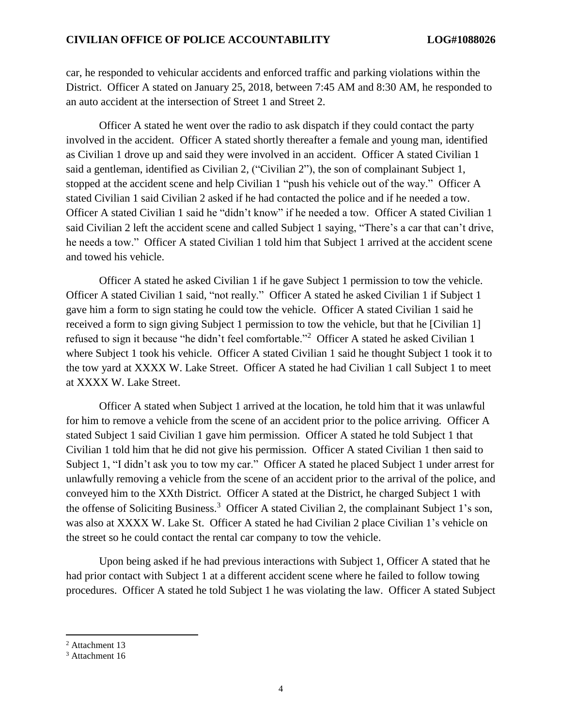car, he responded to vehicular accidents and enforced traffic and parking violations within the District. Officer A stated on January 25, 2018, between 7:45 AM and 8:30 AM, he responded to an auto accident at the intersection of Street 1 and Street 2.

Officer A stated he went over the radio to ask dispatch if they could contact the party involved in the accident. Officer A stated shortly thereafter a female and young man, identified as Civilian 1 drove up and said they were involved in an accident. Officer A stated Civilian 1 said a gentleman, identified as Civilian 2, ("Civilian 2"), the son of complainant Subject 1, stopped at the accident scene and help Civilian 1 "push his vehicle out of the way." Officer A stated Civilian 1 said Civilian 2 asked if he had contacted the police and if he needed a tow. Officer A stated Civilian 1 said he "didn't know" if he needed a tow. Officer A stated Civilian 1 said Civilian 2 left the accident scene and called Subject 1 saying, "There's a car that can't drive, he needs a tow." Officer A stated Civilian 1 told him that Subject 1 arrived at the accident scene and towed his vehicle.

Officer A stated he asked Civilian 1 if he gave Subject 1 permission to tow the vehicle. Officer A stated Civilian 1 said, "not really." Officer A stated he asked Civilian 1 if Subject 1 gave him a form to sign stating he could tow the vehicle. Officer A stated Civilian 1 said he received a form to sign giving Subject 1 permission to tow the vehicle, but that he [Civilian 1] refused to sign it because "he didn't feel comfortable."[2] Officer A stated he asked Civilian 1 where Subject 1 took his vehicle. Officer A stated Civilian 1 said he thought Subject 1 took it to the tow yard at XXXX W. Lake Street. Officer A stated he had Civilian 1 call Subject 1 to meet at XXXX W. Lake Street.

Officer A stated when Subject 1 arrived at the location, he told him that it was unlawful for him to remove a vehicle from the scene of an accident prior to the police arriving. Officer A stated Subject 1 said Civilian 1 gave him permission. Officer A stated he told Subject 1 that Civilian 1 told him that he did not give his permission. Officer A stated Civilian 1 then said to Subject 1, "I didn't ask you to tow my car." Officer A stated he placed Subject 1 under arrest for unlawfully removing a vehicle from the scene of an accident prior to the arrival of the police, and conveyed him to the XXth District. Officer A stated at the District, he charged Subject 1 with the offense of Soliciting Business.[3] Officer A stated Civilian 2, the complainant Subject 1's son, was also at XXXX W. Lake St. Officer A stated he had Civilian 2 place Civilian 1's vehicle on the street so he could contact the rental car company to tow the vehicle.

Upon being asked if he had previous interactions with Subject 1, Officer A stated that he had prior contact with Subject 1 at a different accident scene where he failed to follow towing procedures. Officer A stated he told Subject 1 he was violating the law. Officer A stated Subject

[2] Attachment 13

[3] Attachment 16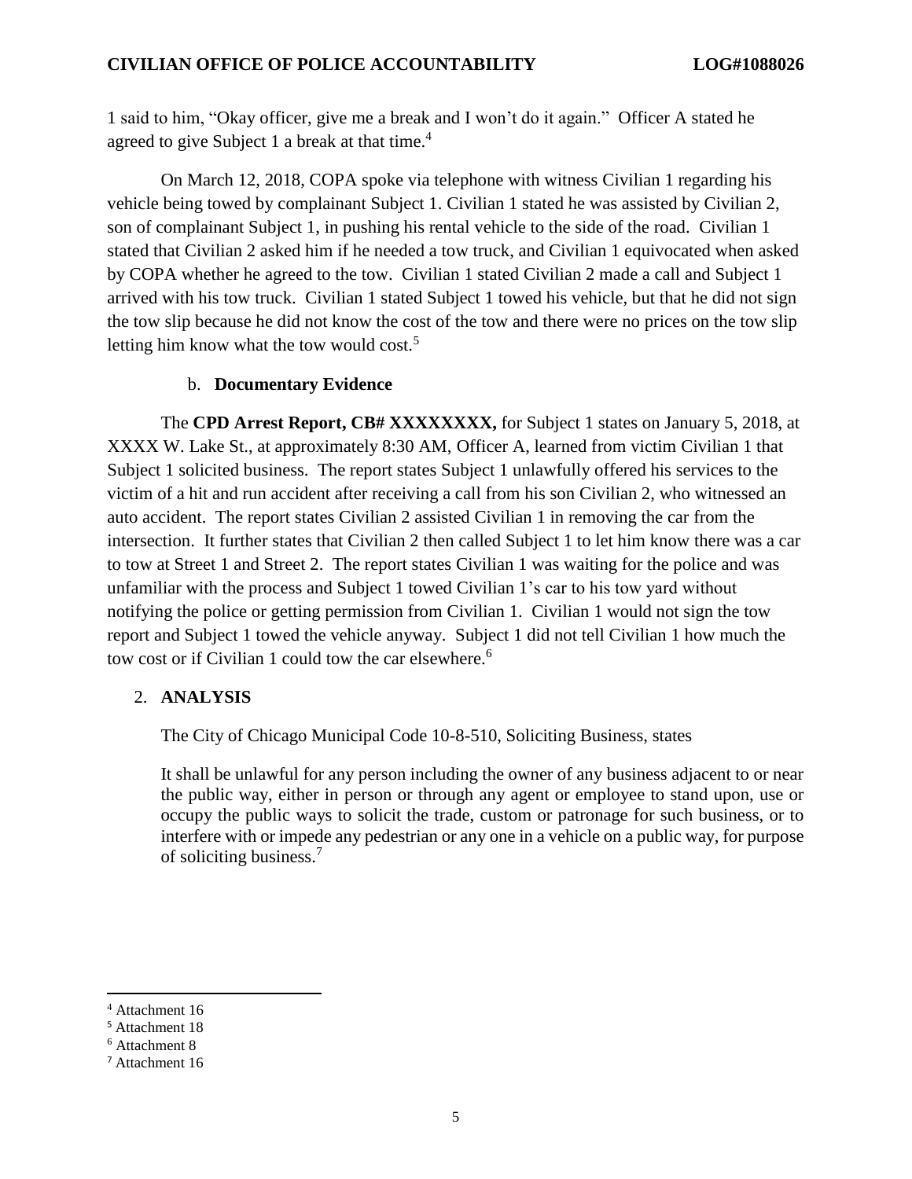1 said to him, "Okay officer, give me a break and I won't do it again." Officer A stated he agreed to give Subject 1 a break at that time.[4]

On March 12, 2018, COPA spoke via telephone with witness Civilian 1 regarding his vehicle being towed by complainant Subject 1. Civilian 1 stated he was assisted by Civilian 2, son of complainant Subject 1, in pushing his rental vehicle to the side of the road. Civilian 1 stated that Civilian 2 asked him if he needed a tow truck, and Civilian 1 equivocated when asked by COPA whether he agreed to the tow. Civilian 1 stated Civilian 2 made a call and Subject 1 arrived with his tow truck. Civilian 1 stated Subject 1 towed his vehicle, but that he did not sign the tow slip because he did not know the cost of the tow and there were no prices on the tow slip letting him know what the tow would cost.[5]

### b. **Documentary Evidence**

The **CPD Arrest Report, CB# XXXXXXXX,** for Subject 1 states on January 5, 2018, at XXXX W. Lake St., at approximately 8:30 AM, Officer A, learned from victim Civilian 1 that Subject 1 solicited business. The report states Subject 1 unlawfully offered his services to the victim of a hit and run accident after receiving a call from his son Civilian 2, who witnessed an auto accident. The report states Civilian 2 assisted Civilian 1 in removing the car from the intersection. It further states that Civilian 2 then called Subject 1 to let him know there was a car to tow at Street 1 and Street 2. The report states Civilian 1 was waiting for the police and was unfamiliar with the process and Subject 1 towed Civilian 1's car to his tow yard without notifying the police or getting permission from Civilian 1. Civilian 1 would not sign the tow report and Subject 1 towed the vehicle anyway. Subject 1 did not tell Civilian 1 how much the tow cost or if Civilian 1 could tow the car elsewhere.[6]

## 2. **ANALYSIS**

The City of Chicago Municipal Code 10-8-510, Soliciting Business, states

> It shall be unlawful for any person including the owner of any business adjacent to or near the public way, either in person or through any agent or employee to stand upon, use or occupy the public ways to solicit the trade, custom or patronage for such business, or to interfere with or impede any pedestrian or any one in a vehicle on a public way, for purpose of soliciting business.[7]

---

[4] Attachment 16
[5] Attachment 18
[6] Attachment 8
[7] Attachment 16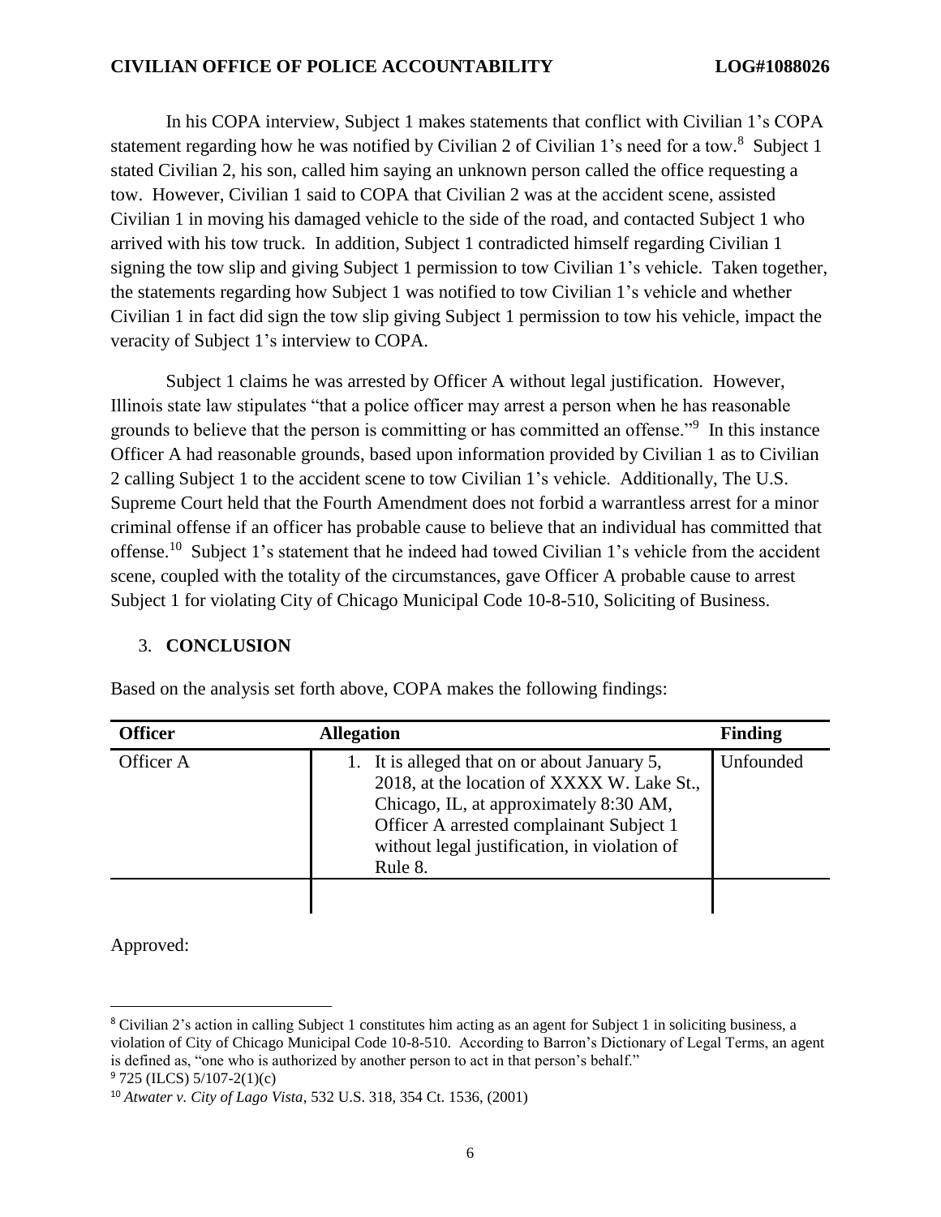In his COPA interview, Subject 1 makes statements that conflict with Civilian 1's COPA statement regarding how he was notified by Civilian 2 of Civilian 1's need for a tow.[8] Subject 1 stated Civilian 2, his son, called him saying an unknown person called the office requesting a tow. However, Civilian 1 said to COPA that Civilian 2 was at the accident scene, assisted Civilian 1 in moving his damaged vehicle to the side of the road, and contacted Subject 1 who arrived with his tow truck. In addition, Subject 1 contradicted himself regarding Civilian 1 signing the tow slip and giving Subject 1 permission to tow Civilian 1's vehicle. Taken together, the statements regarding how Subject 1 was notified to tow Civilian 1's vehicle and whether Civilian 1 in fact did sign the tow slip giving Subject 1 permission to tow his vehicle, impact the veracity of Subject 1's interview to COPA.

Subject 1 claims he was arrested by Officer A without legal justification. However, Illinois state law stipulates "that a police officer may arrest a person when he has reasonable grounds to believe that the person is committing or has committed an offense."[9] In this instance Officer A had reasonable grounds, based upon information provided by Civilian 1 as to Civilian 2 calling Subject 1 to the accident scene to tow Civilian 1's vehicle. Additionally, The U.S. Supreme Court held that the Fourth Amendment does not forbid a warrantless arrest for a minor criminal offense if an officer has probable cause to believe that an individual has committed that offense.[10] Subject 1's statement that he indeed had towed Civilian 1's vehicle from the accident scene, coupled with the totality of the circumstances, gave Officer A probable cause to arrest Subject 1 for violating City of Chicago Municipal Code 10-8-510, Soliciting of Business.

## 3. CONCLUSION

Based on the analysis set forth above, COPA makes the following findings:

| Officer | Allegation | Finding |
|---|---|---|
| Officer A | 1. It is alleged that on or about January 5, 2018, at the location of XXXX W. Lake St., Chicago, IL, at approximately 8:30 AM, Officer A arrested complainant Subject 1 without legal justification, in violation of Rule 8. | Unfounded |
| | | |

Approved:

---

[8] Civilian 2's action in calling Subject 1 constitutes him acting as an agent for Subject 1 in soliciting business, a violation of City of Chicago Municipal Code 10-8-510. According to Barron's Dictionary of Legal Terms, an agent is defined as, "one who is authorized by another person to act in that person's behalf."

[9] 725 (ILCS) 5/107-2(1)(c)

[10] *Atwater v. City of Lago Vista*, 532 U.S. 318, 354 Ct. 1536, (2001)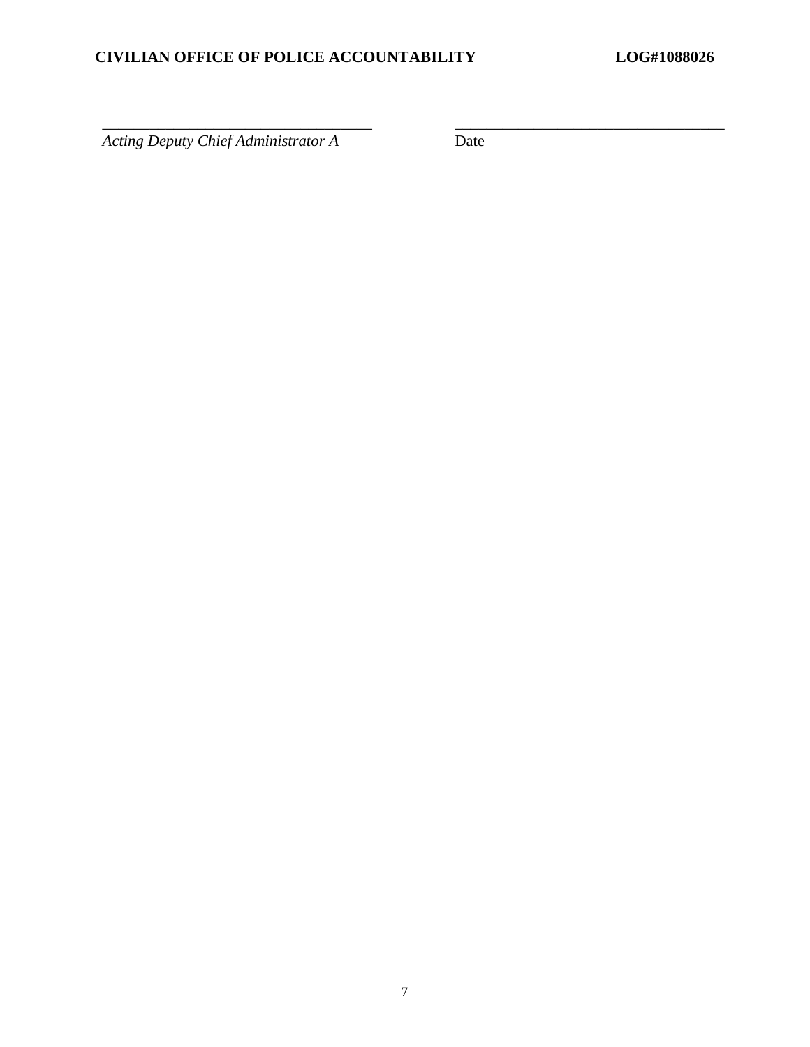\_\_\_\_\_\_\_\_\_\_\_\_\_\_\_\_\_\_\_\_\_\_\_\_\_\_\_\_\_\_\_\_\_\_
*Acting Deputy Chief Administrator A*

\_\_\_\_\_\_\_\_\_\_\_\_\_\_\_\_\_\_\_\_\_\_\_\_\_\_\_\_\_\_\_\_\_\_
Date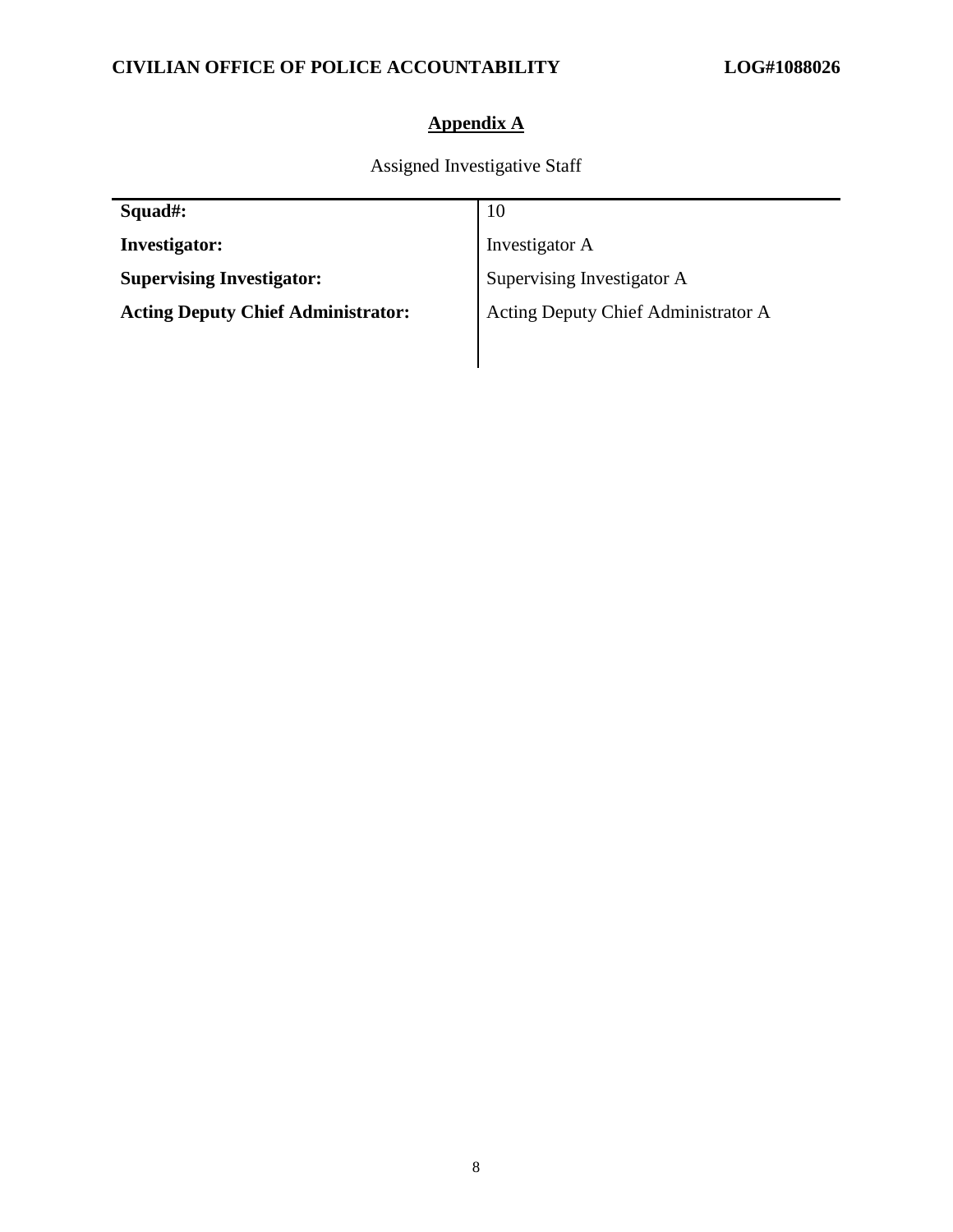## Appendix A

Assigned Investigative Staff

| | |
|---|---|
| **Squad#:** | 10 |
| **Investigator:** | Investigator A |
| **Supervising Investigator:** | Supervising Investigator A |
| **Acting Deputy Chief Administrator:** | Acting Deputy Chief Administrator A |